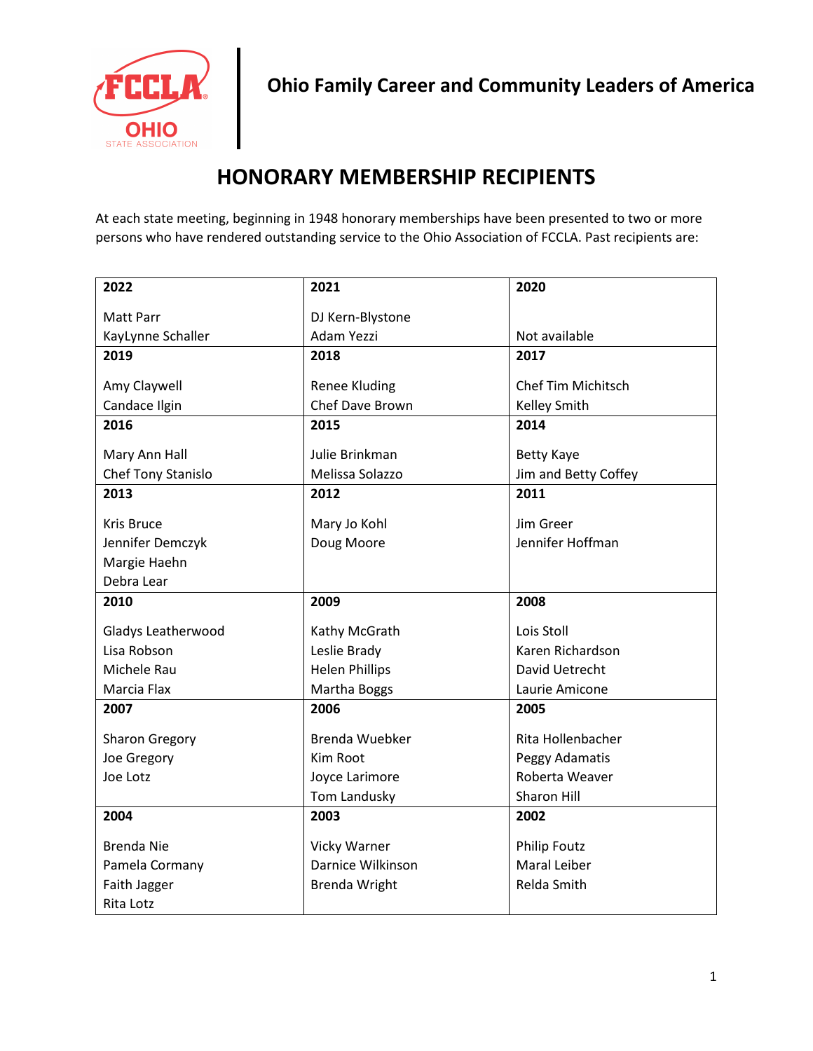Ohio Family Career and Community Leaders of America

# HONORARY MEMBERSHIP RECIPIENTS

At each state meeting, beginning in 1948 honorary memberships have been presented to two or more persons who have rendered outstanding service to the Ohio Association of FCCLA. Past recipients are:

| **2022** | **2021** | **2020** |
|---|---|---|
| Matt Parr<br>KayLynne Schaller | DJ Kern-Blystone<br>Adam Yezzi | Not available |
| **2019** | **2018** | **2017** |
| Amy Claywell<br>Candace Ilgin | Renee Kluding<br>Chef Dave Brown | Chef Tim Michitsch<br>Kelley Smith |
| **2016** | **2015** | **2014** |
| Mary Ann Hall<br>Chef Tony Stanislo | Julie Brinkman<br>Melissa Solazzo | Betty Kaye<br>Jim and Betty Coffey |
| **2013** | **2012** | **2011** |
| Kris Bruce<br>Jennifer Demczyk<br>Margie Haehn<br>Debra Lear | Mary Jo Kohl<br>Doug Moore | Jim Greer<br>Jennifer Hoffman |
| **2010** | **2009** | **2008** |
| Gladys Leatherwood<br>Lisa Robson<br>Michele Rau<br>Marcia Flax | Kathy McGrath<br>Leslie Brady<br>Helen Phillips<br>Martha Boggs | Lois Stoll<br>Karen Richardson<br>David Uetrecht<br>Laurie Amicone |
| **2007** | **2006** | **2005** |
| Sharon Gregory<br>Joe Gregory<br>Joe Lotz | Brenda Wuebker<br>Kim Root<br>Joyce Larimore<br>Tom Landusky | Rita Hollenbacher<br>Peggy Adamatis<br>Roberta Weaver<br>Sharon Hill |
| **2004** | **2003** | **2002** |
| Brenda Nie<br>Pamela Cormany<br>Faith Jagger<br>Rita Lotz | Vicky Warner<br>Darnice Wilkinson<br>Brenda Wright | Philip Foutz<br>Maral Leiber<br>Relda Smith |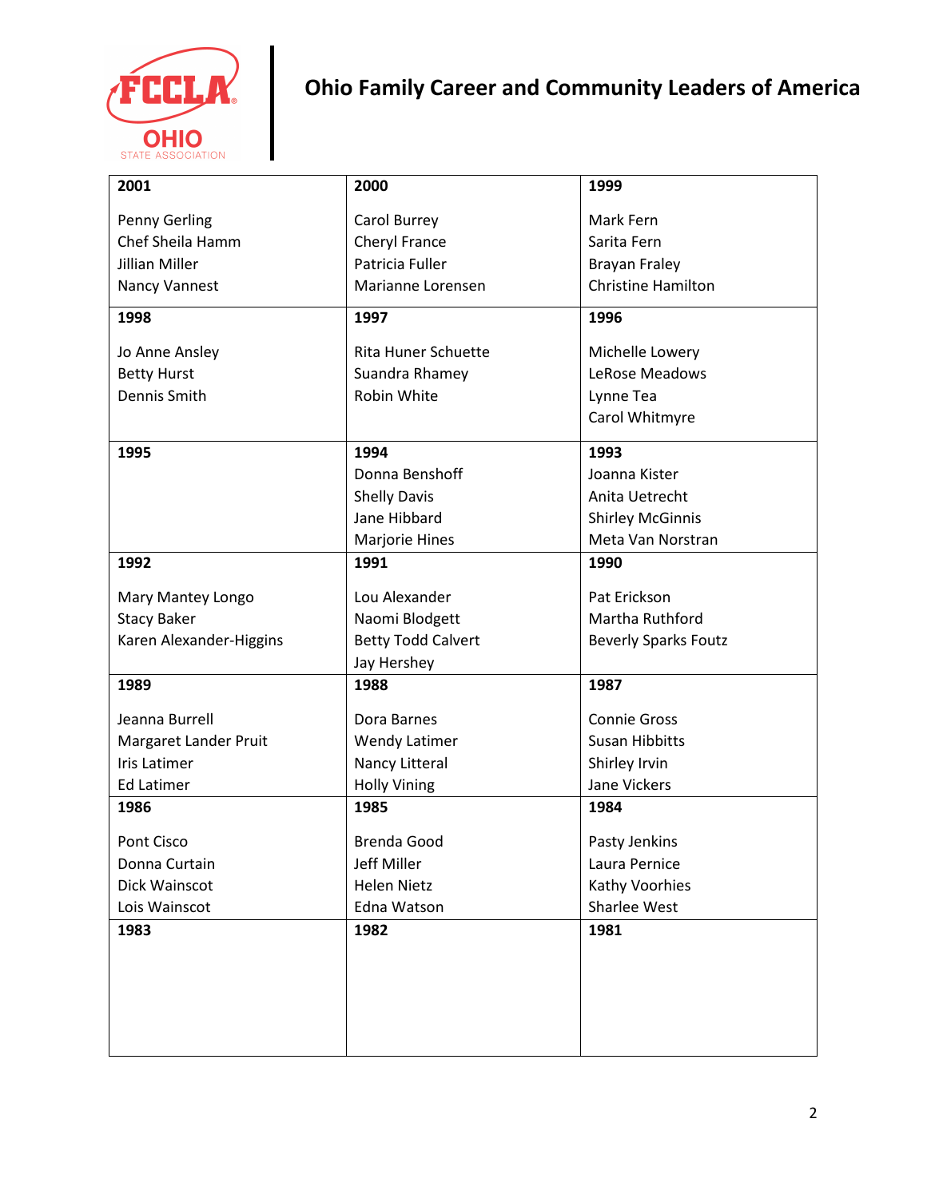# Ohio Family Career and Community Leaders of America

| 2001 | 2000 | 1999 |
|---|---|---|
| Penny Gerling<br>Chef Sheila Hamm<br>Jillian Miller<br>Nancy Vannest | Carol Burrey<br>Cheryl France<br>Patricia Fuller<br>Marianne Lorensen | Mark Fern<br>Sarita Fern<br>Brayan Fraley<br>Christine Hamilton |
| **1998** | **1997** | **1996** |
| Jo Anne Ansley<br>Betty Hurst<br>Dennis Smith | Rita Huner Schuette<br>Suandra Rhamey<br>Robin White | Michelle Lowery<br>LeRose Meadows<br>Lynne Tea<br>Carol Whitmyre |
| **1995** | **1994** | **1993** |
| | Donna Benshoff<br>Shelly Davis<br>Jane Hibbard<br>Marjorie Hines | Joanna Kister<br>Anita Uetrecht<br>Shirley McGinnis<br>Meta Van Norstran |
| **1992** | **1991** | **1990** |
| Mary Mantey Longo<br>Stacy Baker<br>Karen Alexander-Higgins | Lou Alexander<br>Naomi Blodgett<br>Betty Todd Calvert<br>Jay Hershey | Pat Erickson<br>Martha Ruthford<br>Beverly Sparks Foutz |
| **1989** | **1988** | **1987** |
| Jeanna Burrell<br>Margaret Lander Pruit<br>Iris Latimer<br>Ed Latimer | Dora Barnes<br>Wendy Latimer<br>Nancy Litteral<br>Holly Vining | Connie Gross<br>Susan Hibbitts<br>Shirley Irvin<br>Jane Vickers |
| **1986** | **1985** | **1984** |
| Pont Cisco<br>Donna Curtain<br>Dick Wainscot<br>Lois Wainscot | Brenda Good<br>Jeff Miller<br>Helen Nietz<br>Edna Watson | Pasty Jenkins<br>Laura Pernice<br>Kathy Voorhies<br>Sharlee West |
| **1983** | **1982** | **1981** |
| | | |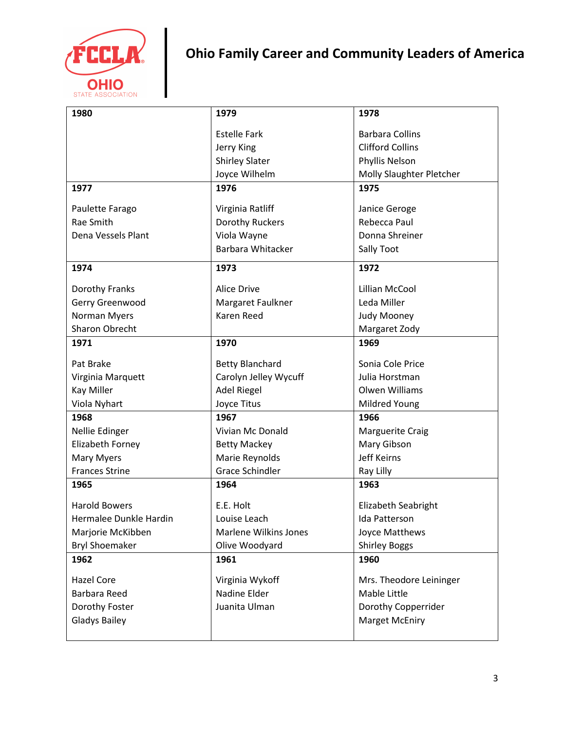# Ohio Family Career and Community Leaders of America

| 1980 | 1979 | 1978 |
|---|---|---|
| | Estelle Fark<br>Jerry King<br>Shirley Slater<br>Joyce Wilhelm | Barbara Collins<br>Clifford Collins<br>Phyllis Nelson<br>Molly Slaughter Pletcher |
| **1977** | **1976** | **1975** |
| Paulette Farago<br>Rae Smith<br>Dena Vessels Plant | Virginia Ratliff<br>Dorothy Ruckers<br>Viola Wayne<br>Barbara Whitacker | Janice Geroge<br>Rebecca Paul<br>Donna Shreiner<br>Sally Toot |
| **1974** | **1973** | **1972** |
| Dorothy Franks<br>Gerry Greenwood<br>Norman Myers<br>Sharon Obrecht | Alice Drive<br>Margaret Faulkner<br>Karen Reed | Lillian McCool<br>Leda Miller<br>Judy Mooney<br>Margaret Zody |
| **1971** | **1970** | **1969** |
| Pat Brake<br>Virginia Marquett<br>Kay Miller<br>Viola Nyhart | Betty Blanchard<br>Carolyn Jelley Wycuff<br>Adel Riegel<br>Joyce Titus | Sonia Cole Price<br>Julia Horstman<br>Olwen Williams<br>Mildred Young |
| **1968** | **1967** | **1966** |
| Nellie Edinger<br>Elizabeth Forney<br>Mary Myers<br>Frances Strine | Vivian Mc Donald<br>Betty Mackey<br>Marie Reynolds<br>Grace Schindler | Marguerite Craig<br>Mary Gibson<br>Jeff Keirns<br>Ray Lilly |
| **1965** | **1964** | **1963** |
| Harold Bowers<br>Hermalee Dunkle Hardin<br>Marjorie McKibben<br>Bryl Shoemaker | E.E. Holt<br>Louise Leach<br>Marlene Wilkins Jones<br>Olive Woodyard | Elizabeth Seabright<br>Ida Patterson<br>Joyce Matthews<br>Shirley Boggs |
| **1962** | **1961** | **1960** |
| Hazel Core<br>Barbara Reed<br>Dorothy Foster<br>Gladys Bailey | Virginia Wykoff<br>Nadine Elder<br>Juanita Ulman | Mrs. Theodore Leininger<br>Mable Little<br>Dorothy Copperrider<br>Marget McEniry |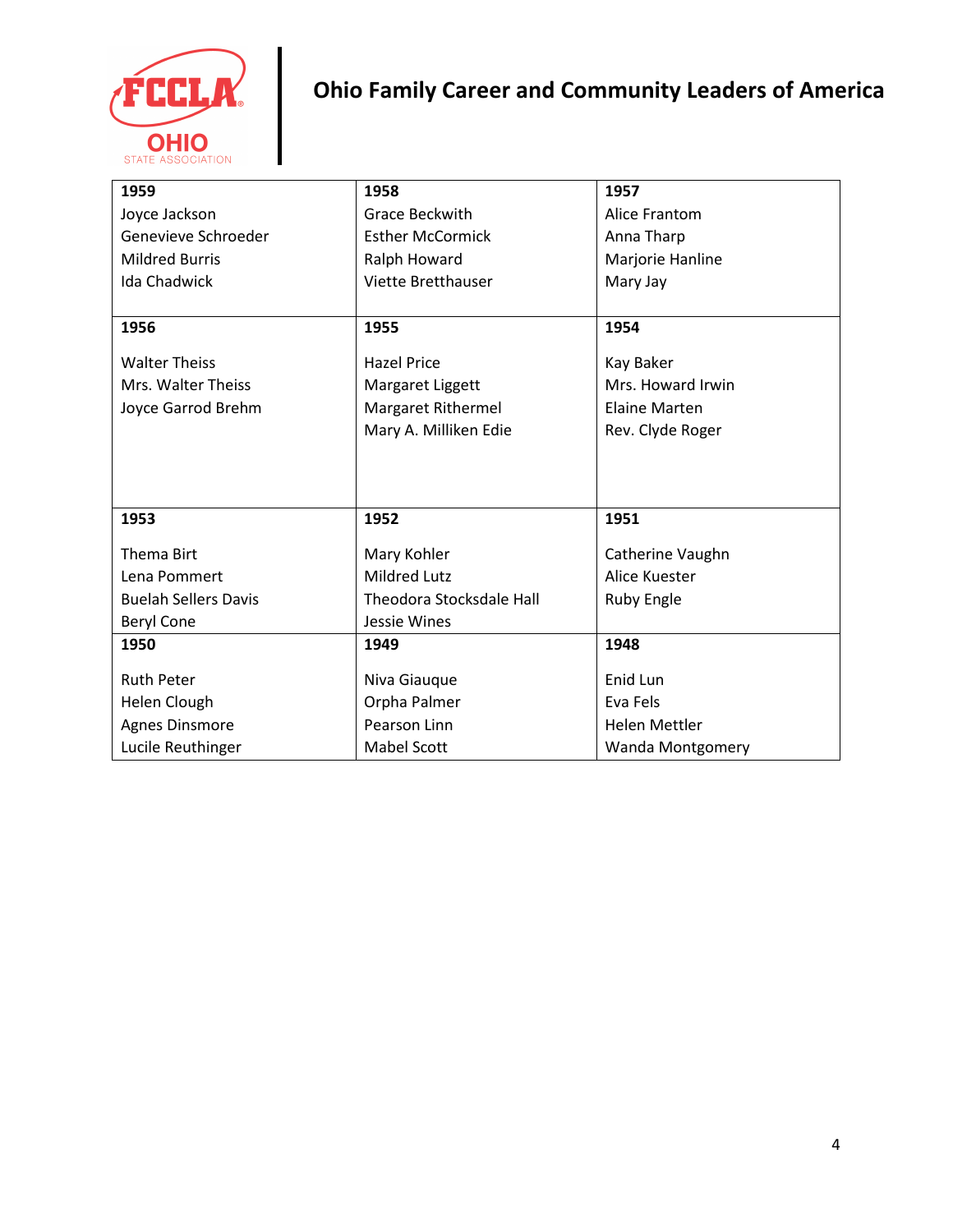# Ohio Family Career and Community Leaders of America

| | | |
|---|---|---|
| **1959**<br>Joyce Jackson<br>Genevieve Schroeder<br>Mildred Burris<br>Ida Chadwick | **1958**<br>Grace Beckwith<br>Esther McCormick<br>Ralph Howard<br>Viette Bretthauser | **1957**<br>Alice Frantom<br>Anna Tharp<br>Marjorie Hanline<br>Mary Jay |
| **1956**<br>Walter Theiss<br>Mrs. Walter Theiss<br>Joyce Garrod Brehm | **1955**<br>Hazel Price<br>Margaret Liggett<br>Margaret Rithermel<br>Mary A. Milliken Edie | **1954**<br>Kay Baker<br>Mrs. Howard Irwin<br>Elaine Marten<br>Rev. Clyde Roger |
| **1953**<br>Thema Birt<br>Lena Pommert<br>Buelah Sellers Davis<br>Beryl Cone | **1952**<br>Mary Kohler<br>Mildred Lutz<br>Theodora Stocksdale Hall<br>Jessie Wines | **1951**<br>Catherine Vaughn<br>Alice Kuester<br>Ruby Engle |
| **1950**<br>Ruth Peter<br>Helen Clough<br>Agnes Dinsmore<br>Lucile Reuthinger | **1949**<br>Niva Giauque<br>Orpha Palmer<br>Pearson Linn<br>Mabel Scott | **1948**<br>Enid Lun<br>Eva Fels<br>Helen Mettler<br>Wanda Montgomery |